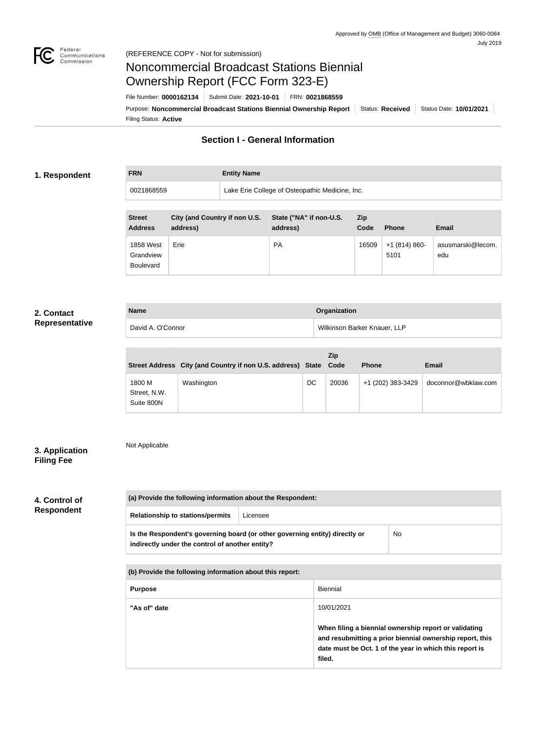Approved by OMB (Office of Management and Budget) 3060-0084
July 2019

(REFERENCE COPY - Not for submission)

# Noncommercial Broadcast Stations Biennial Ownership Report (FCC Form 323-E)

File Number: **0000162134** | Submit Date: **2021-10-01** | FRN: **0021868559**

Purpose: **Noncommercial Broadcast Stations Biennial Ownership Report** | Status: **Received** | Status Date: **10/01/2021**

Filing Status: **Active**

## Section I - General Information

### 1. Respondent

| FRN | Entity Name |
|---|---|
| 0021868559 | Lake Erie College of Osteopathic Medicine, Inc. |

| Street Address | City (and Country if non U.S. address) | State ("NA" if non-U.S. address) | Zip Code | Phone | Email |
|---|---|---|---|---|---|
| 1858 West Grandview Boulevard | Erie | PA | 16509 | +1 (814) 860-5101 | asusmarski@lecom.edu |

### 2. Contact Representative

| Name | Organization |
|---|---|
| David A. O'Connor | Wilkinson Barker Knauer, LLP |

| Street Address | City (and Country if non U.S. address) | State | Zip Code | Phone | Email |
|---|---|---|---|---|---|
| 1800 M Street, N.W. Suite 800N | Washington | DC | 20036 | +1 (202) 383-3429 | doconnor@wbklaw.com |

### 3. Application Filing Fee

Not Applicable

### 4. Control of Respondent

| (a) Provide the following information about the Respondent: | |
|---|---|
| Relationship to stations/permits | Licensee |
| **Is the Respondent's governing board (or other governing entity) directly or indirectly under the control of another entity?** | No |

| (b) Provide the following information about this report: | |
|---|---|
| **Purpose** | Biennial |
| **"As of" date** | 10/01/2021<br><br>**When filing a biennial ownership report or validating and resubmitting a prior biennial ownership report, this date must be Oct. 1 of the year in which this report is filed.** |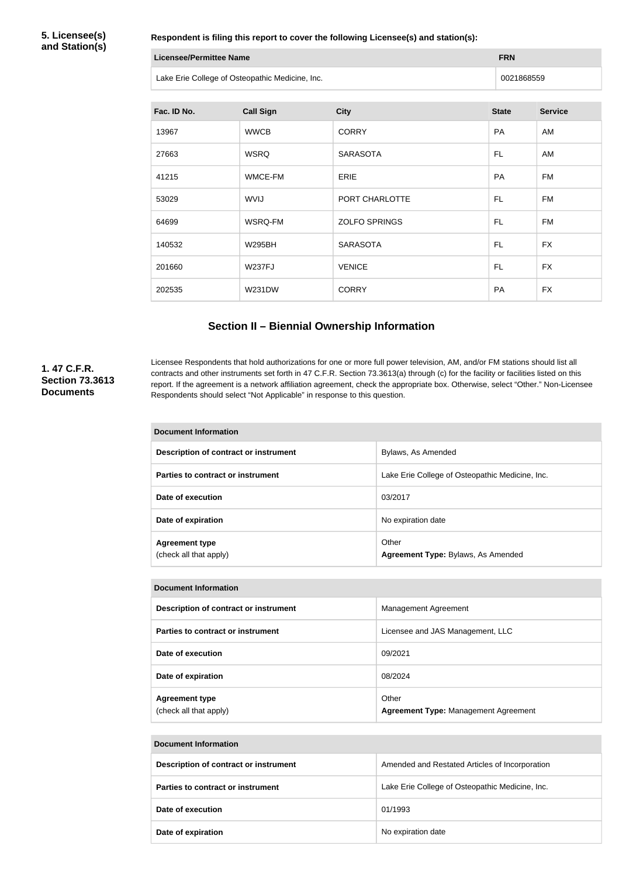**5. Licensee(s) and Station(s)**

**Respondent is filing this report to cover the following Licensee(s) and station(s):**

| Licensee/Permittee Name | FRN |
| --- | --- |
| Lake Erie College of Osteopathic Medicine, Inc. | 0021868559 |

| Fac. ID No. | Call Sign | City | State | Service |
| --- | --- | --- | --- | --- |
| 13967 | WWCB | CORRY | PA | AM |
| 27663 | WSRQ | SARASOTA | FL | AM |
| 41215 | WMCE-FM | ERIE | PA | FM |
| 53029 | WVIJ | PORT CHARLOTTE | FL | FM |
| 64699 | WSRQ-FM | ZOLFO SPRINGS | FL | FM |
| 140532 | W295BH | SARASOTA | FL | FX |
| 201660 | W237FJ | VENICE | FL | FX |
| 202535 | W231DW | CORRY | PA | FX |

## Section II – Biennial Ownership Information

**1. 47 C.F.R. Section 73.3613 Documents**

Licensee Respondents that hold authorizations for one or more full power television, AM, and/or FM stations should list all contracts and other instruments set forth in 47 C.F.R. Section 73.3613(a) through (c) for the facility or facilities listed on this report. If the agreement is a network affiliation agreement, check the appropriate box. Otherwise, select "Other." Non-Licensee Respondents should select "Not Applicable" in response to this question.

| Document Information | |
| --- | --- |
| **Description of contract or instrument** | Bylaws, As Amended |
| **Parties to contract or instrument** | Lake Erie College of Osteopathic Medicine, Inc. |
| **Date of execution** | 03/2017 |
| **Date of expiration** | No expiration date |
| **Agreement type** (check all that apply) | Other **Agreement Type:** Bylaws, As Amended |

| Document Information | |
| --- | --- |
| **Description of contract or instrument** | Management Agreement |
| **Parties to contract or instrument** | Licensee and JAS Management, LLC |
| **Date of execution** | 09/2021 |
| **Date of expiration** | 08/2024 |
| **Agreement type** (check all that apply) | Other **Agreement Type:** Management Agreement |

| Document Information | |
| --- | --- |
| **Description of contract or instrument** | Amended and Restated Articles of Incorporation |
| **Parties to contract or instrument** | Lake Erie College of Osteopathic Medicine, Inc. |
| **Date of execution** | 01/1993 |
| **Date of expiration** | No expiration date |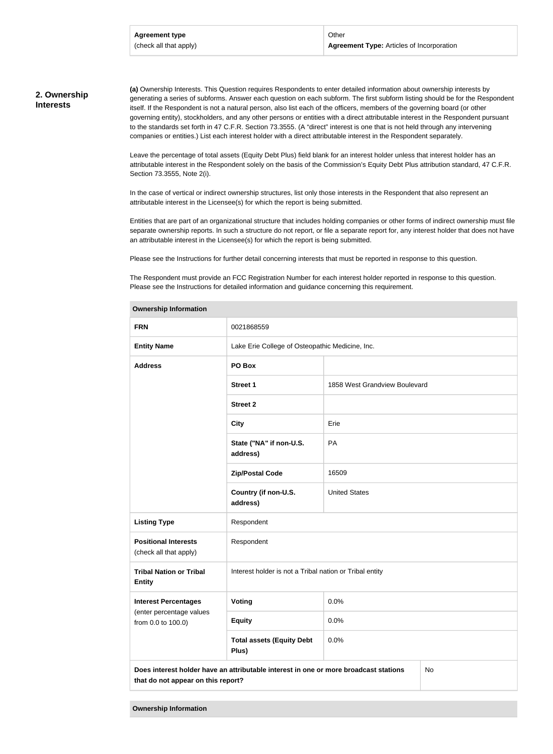| Agreement type (check all that apply) | Other **Agreement Type:** Articles of Incorporation |
|---|---|

## 2. Ownership Interests

**(a)** Ownership Interests. This Question requires Respondents to enter detailed information about ownership interests by generating a series of subforms. Answer each question on each subform. The first subform listing should be for the Respondent itself. If the Respondent is not a natural person, also list each of the officers, members of the governing board (or other governing entity), stockholders, and any other persons or entities with a direct attributable interest in the Respondent pursuant to the standards set forth in 47 C.F.R. Section 73.3555. (A "direct" interest is one that is not held through any intervening companies or entities.) List each interest holder with a direct attributable interest in the Respondent separately.

Leave the percentage of total assets (Equity Debt Plus) field blank for an interest holder unless that interest holder has an attributable interest in the Respondent solely on the basis of the Commission's Equity Debt Plus attribution standard, 47 C.F.R. Section 73.3555, Note 2(i).

In the case of vertical or indirect ownership structures, list only those interests in the Respondent that also represent an attributable interest in the Licensee(s) for which the report is being submitted.

Entities that are part of an organizational structure that includes holding companies or other forms of indirect ownership must file separate ownership reports. In such a structure do not report, or file a separate report for, any interest holder that does not have an attributable interest in the Licensee(s) for which the report is being submitted.

Please see the Instructions for further detail concerning interests that must be reported in response to this question.

The Respondent must provide an FCC Registration Number for each interest holder reported in response to this question. Please see the Instructions for detailed information and guidance concerning this requirement.

| Ownership Information | | |
|---|---|---|
| **FRN** | 0021868559 | |
| **Entity Name** | Lake Erie College of Osteopathic Medicine, Inc. | |
| **Address** | **PO Box** | |
| | **Street 1** | 1858 West Grandview Boulevard |
| | **Street 2** | |
| | **City** | Erie |
| | **State ("NA" if non-U.S. address)** | PA |
| | **Zip/Postal Code** | 16509 |
| | **Country (if non-U.S. address)** | United States |
| **Listing Type** | Respondent | |
| **Positional Interests** (check all that apply) | Respondent | |
| **Tribal Nation or Tribal Entity** | Interest holder is not a Tribal nation or Tribal entity | |
| **Interest Percentages** (enter percentage values from 0.0 to 100.0) | **Voting** | 0.0% |
| | **Equity** | 0.0% |
| | **Total assets (Equity Debt Plus)** | 0.0% |
| **Does interest holder have an attributable interest in one or more broadcast stations that do not appear on this report?** | | No |

| Ownership Information |
|---|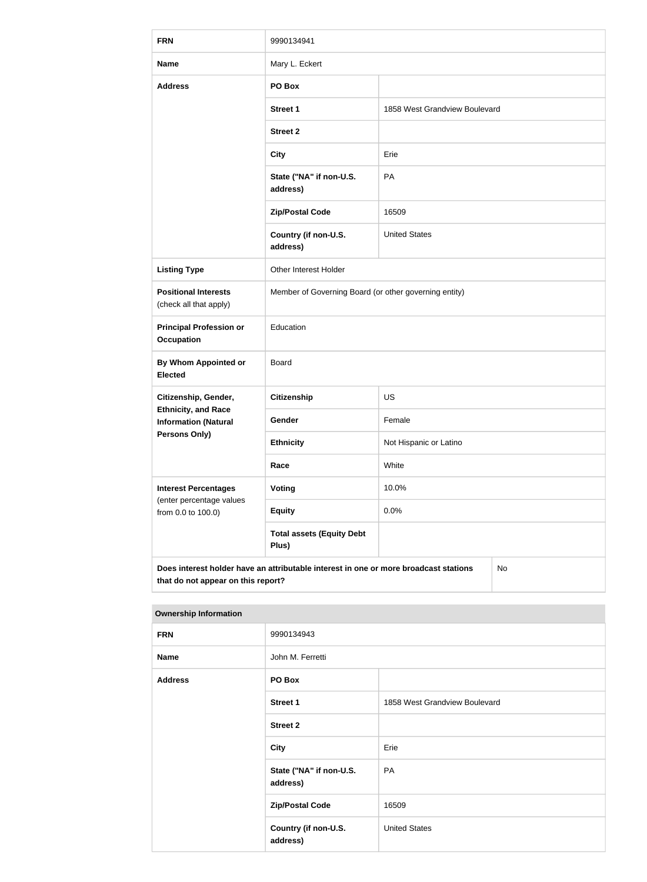| FRN | 9990134941 | |
|---|---|---|
| Name | Mary L. Eckert | |
| Address | PO Box | |
| | Street 1 | 1858 West Grandview Boulevard |
| | Street 2 | |
| | City | Erie |
| | State ("NA" if non-U.S. address) | PA |
| | Zip/Postal Code | 16509 |
| | Country (if non-U.S. address) | United States |
| Listing Type | Other Interest Holder | |
| Positional Interests (check all that apply) | Member of Governing Board (or other governing entity) | |
| Principal Profession or Occupation | Education | |
| By Whom Appointed or Elected | Board | |
| Citizenship, Gender, Ethnicity, and Race Information (Natural Persons Only) | Citizenship | US |
| | Gender | Female |
| | Ethnicity | Not Hispanic or Latino |
| | Race | White |
| Interest Percentages (enter percentage values from 0.0 to 100.0) | Voting | 10.0% |
| | Equity | 0.0% |
| | Total assets (Equity Debt Plus) | |
| Does interest holder have an attributable interest in one or more broadcast stations that do not appear on this report? | | No |

**Ownership Information**

| FRN | 9990134943 | |
|---|---|---|
| Name | John M. Ferretti | |
| Address | PO Box | |
| | Street 1 | 1858 West Grandview Boulevard |
| | Street 2 | |
| | City | Erie |
| | State ("NA" if non-U.S. address) | PA |
| | Zip/Postal Code | 16509 |
| | Country (if non-U.S. address) | United States |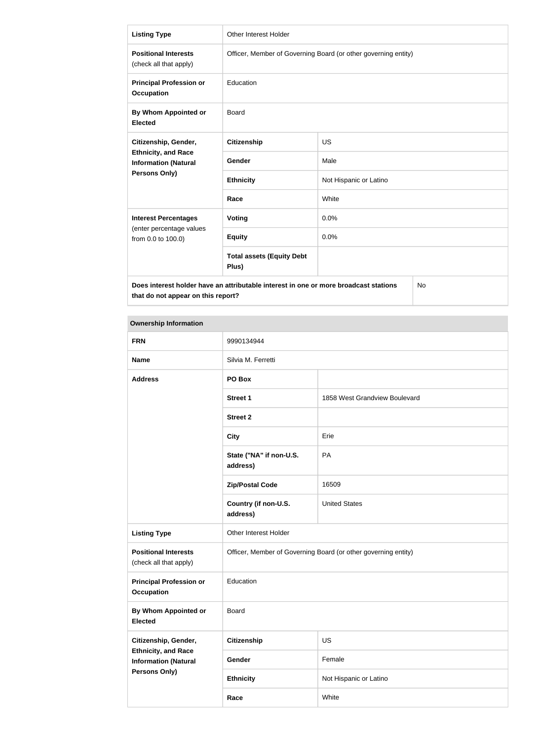| Listing Type | Other Interest Holder | |
|---|---|---|
| **Positional Interests** (check all that apply) | Officer, Member of Governing Board (or other governing entity) | |
| **Principal Profession or Occupation** | Education | |
| **By Whom Appointed or Elected** | Board | |
| **Citizenship, Gender, Ethnicity, and Race Information (Natural Persons Only)** | **Citizenship** | US |
| | **Gender** | Male |
| | **Ethnicity** | Not Hispanic or Latino |
| | **Race** | White |
| **Interest Percentages** (enter percentage values from 0.0 to 100.0) | **Voting** | 0.0% |
| | **Equity** | 0.0% |
| | **Total assets (Equity Debt Plus)** | |
| **Does interest holder have an attributable interest in one or more broadcast stations that do not appear on this report?** | | No |

**Ownership Information**

| FRN | 9990134944 | |
|---|---|---|
| **Name** | Silvia M. Ferretti | |
| **Address** | **PO Box** | |
| | **Street 1** | 1858 West Grandview Boulevard |
| | **Street 2** | |
| | **City** | Erie |
| | **State ("NA" if non-U.S. address)** | PA |
| | **Zip/Postal Code** | 16509 |
| | **Country (if non-U.S. address)** | United States |
| **Listing Type** | Other Interest Holder | |
| **Positional Interests** (check all that apply) | Officer, Member of Governing Board (or other governing entity) | |
| **Principal Profession or Occupation** | Education | |
| **By Whom Appointed or Elected** | Board | |
| **Citizenship, Gender, Ethnicity, and Race Information (Natural Persons Only)** | **Citizenship** | US |
| | **Gender** | Female |
| | **Ethnicity** | Not Hispanic or Latino |
| | **Race** | White |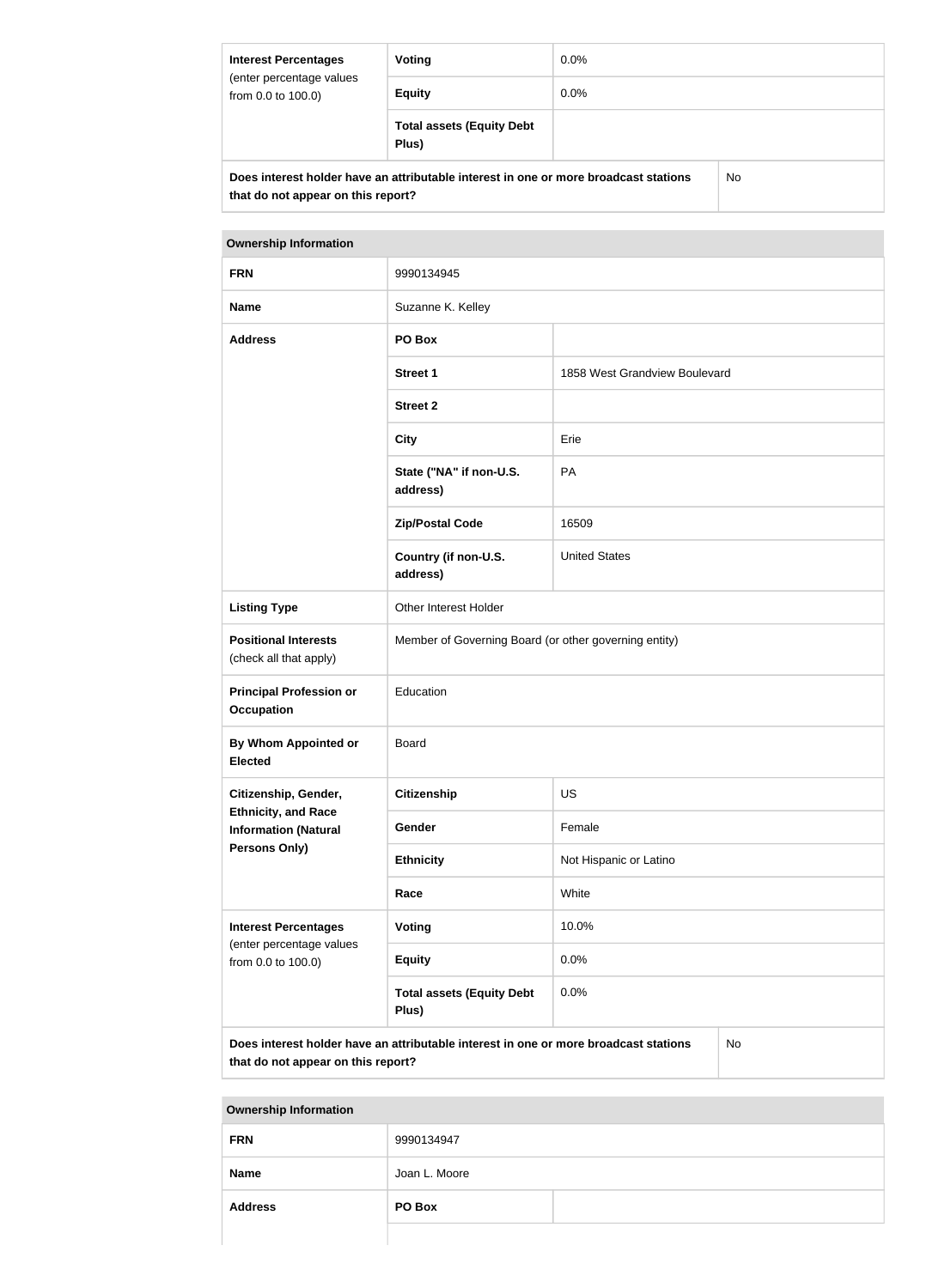| Interest Percentages (enter percentage values from 0.0 to 100.0) | Voting | 0.0% |
|---|---|---|
| | Equity | 0.0% |
| | Total assets (Equity Debt Plus) | |

| Does interest holder have an attributable interest in one or more broadcast stations that do not appear on this report? | No |
|---|---|

| Ownership Information | | |
|---|---|---|
| FRN | 9990134945 | |
| Name | Suzanne K. Kelley | |
| Address | PO Box | |
| | Street 1 | 1858 West Grandview Boulevard |
| | Street 2 | |
| | City | Erie |
| | State ("NA" if non-U.S. address) | PA |
| | Zip/Postal Code | 16509 |
| | Country (if non-U.S. address) | United States |
| Listing Type | Other Interest Holder | |
| Positional Interests (check all that apply) | Member of Governing Board (or other governing entity) | |
| Principal Profession or Occupation | Education | |
| By Whom Appointed or Elected | Board | |
| Citizenship, Gender, Ethnicity, and Race Information (Natural Persons Only) | Citizenship | US |
| | Gender | Female |
| | Ethnicity | Not Hispanic or Latino |
| | Race | White |
| Interest Percentages (enter percentage values from 0.0 to 100.0) | Voting | 10.0% |
| | Equity | 0.0% |
| | Total assets (Equity Debt Plus) | 0.0% |

| Does interest holder have an attributable interest in one or more broadcast stations that do not appear on this report? | No |
|---|---|

| Ownership Information | | |
|---|---|---|
| FRN | 9990134947 | |
| Name | Joan L. Moore | |
| Address | PO Box | |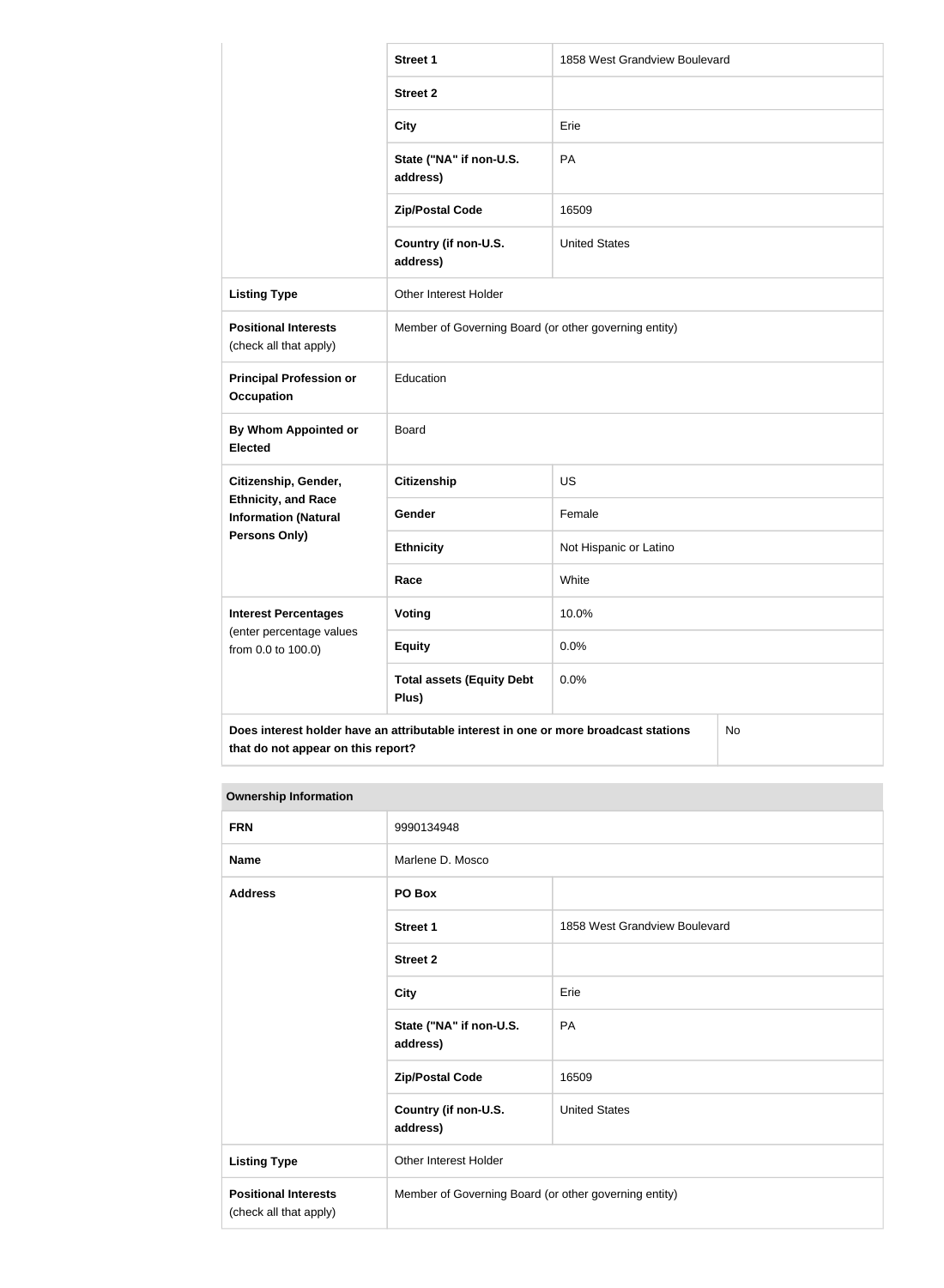| | | |
|---|---|---|
| | **Street 1** | 1858 West Grandview Boulevard |
| | **Street 2** | |
| | **City** | Erie |
| | **State ("NA" if non-U.S. address)** | PA |
| | **Zip/Postal Code** | 16509 |
| | **Country (if non-U.S. address)** | United States |
| **Listing Type** | Other Interest Holder | |
| **Positional Interests** (check all that apply) | Member of Governing Board (or other governing entity) | |
| **Principal Profession or Occupation** | Education | |
| **By Whom Appointed or Elected** | Board | |
| **Citizenship, Gender, Ethnicity, and Race Information (Natural Persons Only)** | **Citizenship** | US |
| | **Gender** | Female |
| | **Ethnicity** | Not Hispanic or Latino |
| | **Race** | White |
| **Interest Percentages** (enter percentage values from 0.0 to 100.0) | **Voting** | 10.0% |
| | **Equity** | 0.0% |
| | **Total assets (Equity Debt Plus)** | 0.0% |
| **Does interest holder have an attributable interest in one or more broadcast stations that do not appear on this report?** | | No |

| **Ownership Information** | | |
|---|---|---|
| **FRN** | 9990134948 | |
| **Name** | Marlene D. Mosco | |
| **Address** | **PO Box** | |
| | **Street 1** | 1858 West Grandview Boulevard |
| | **Street 2** | |
| | **City** | Erie |
| | **State ("NA" if non-U.S. address)** | PA |
| | **Zip/Postal Code** | 16509 |
| | **Country (if non-U.S. address)** | United States |
| **Listing Type** | Other Interest Holder | |
| **Positional Interests** (check all that apply) | Member of Governing Board (or other governing entity) | |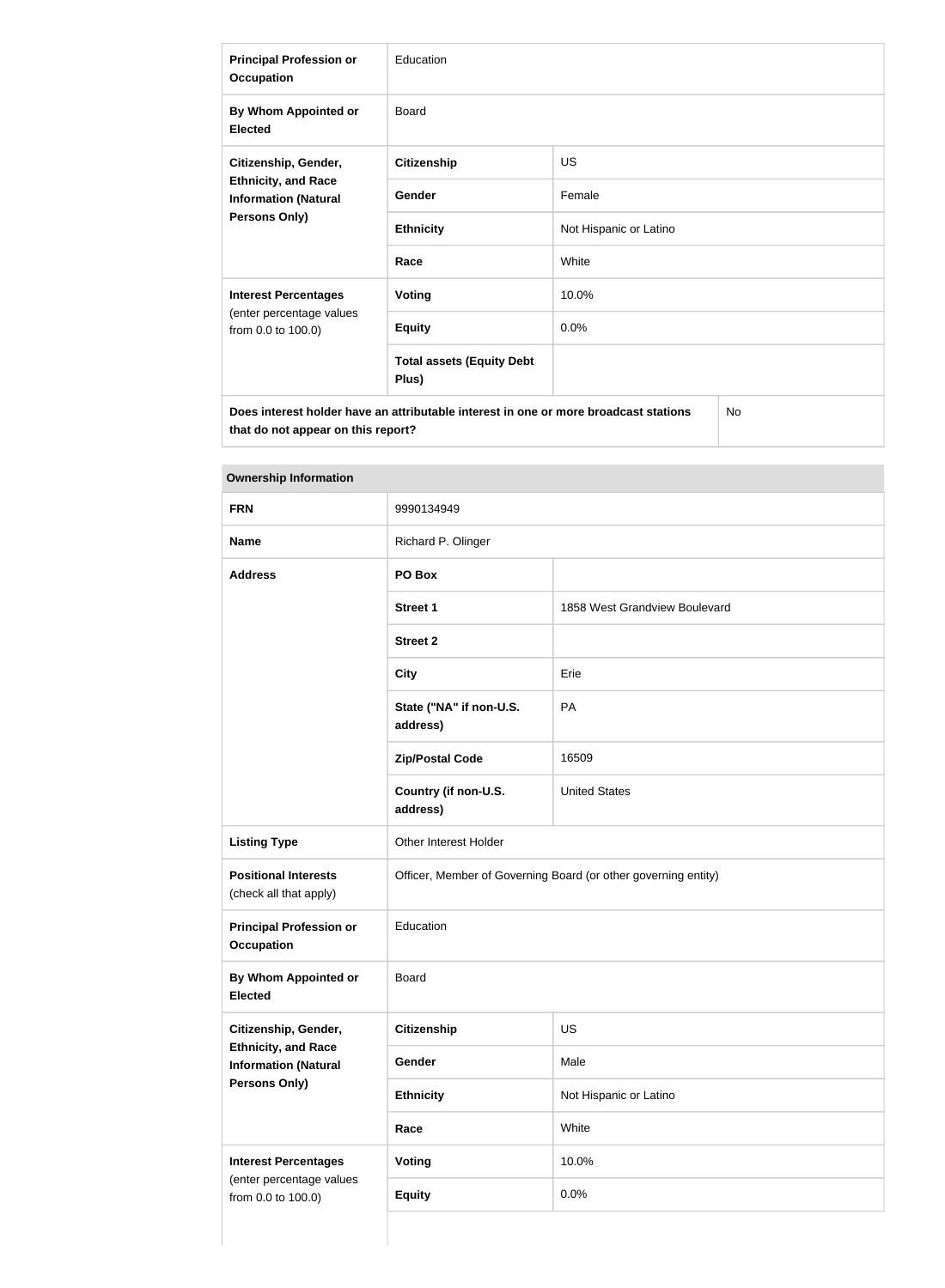| | | |
|---|---|---|
| **Principal Profession or Occupation** | Education | |
| **By Whom Appointed or Elected** | Board | |
| **Citizenship, Gender, Ethnicity, and Race Information (Natural Persons Only)** | **Citizenship** | US |
| | **Gender** | Female |
| | **Ethnicity** | Not Hispanic or Latino |
| | **Race** | White |
| **Interest Percentages** (enter percentage values from 0.0 to 100.0) | **Voting** | 10.0% |
| | **Equity** | 0.0% |
| | **Total assets (Equity Debt Plus)** | |
| **Does interest holder have an attributable interest in one or more broadcast stations that do not appear on this report?** | | No |

| **Ownership Information** | | |
|---|---|---|
| **FRN** | 9990134949 | |
| **Name** | Richard P. Olinger | |
| **Address** | **PO Box** | |
| | **Street 1** | 1858 West Grandview Boulevard |
| | **Street 2** | |
| | **City** | Erie |
| | **State ("NA" if non-U.S. address)** | PA |
| | **Zip/Postal Code** | 16509 |
| | **Country (if non-U.S. address)** | United States |
| **Listing Type** | Other Interest Holder | |
| **Positional Interests** (check all that apply) | Officer, Member of Governing Board (or other governing entity) | |
| **Principal Profession or Occupation** | Education | |
| **By Whom Appointed or Elected** | Board | |
| **Citizenship, Gender, Ethnicity, and Race Information (Natural Persons Only)** | **Citizenship** | US |
| | **Gender** | Male |
| | **Ethnicity** | Not Hispanic or Latino |
| | **Race** | White |
| **Interest Percentages** (enter percentage values from 0.0 to 100.0) | **Voting** | 10.0% |
| | **Equity** | 0.0% |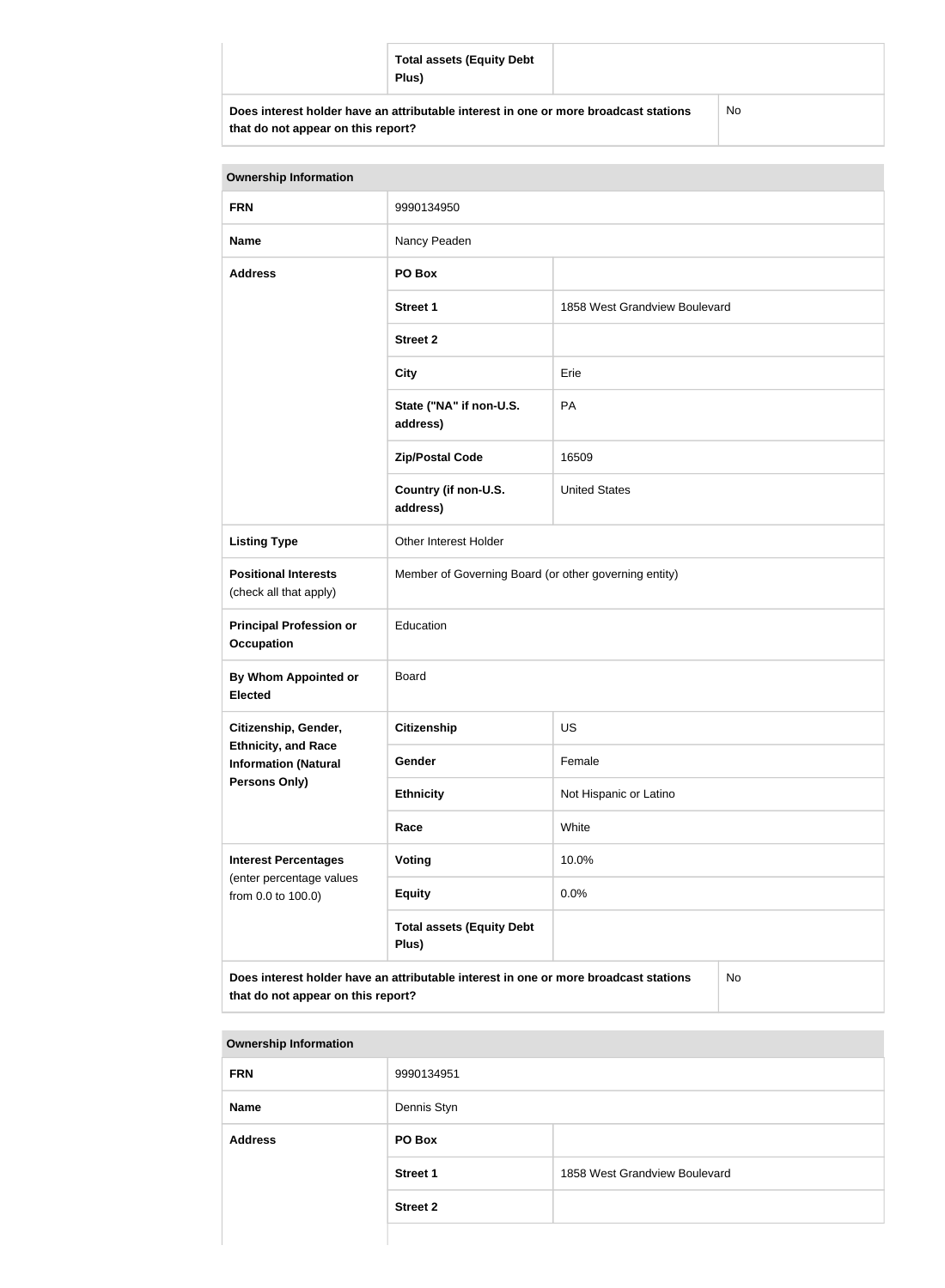| | Total assets (Equity Debt Plus) | |
|---|---|---|
| Does interest holder have an attributable interest in one or more broadcast stations that do not appear on this report? | | No |

| Ownership Information | | |
|---|---|---|
| **FRN** | 9990134950 | |
| **Name** | Nancy Peaden | |
| **Address** | **PO Box** | |
| | **Street 1** | 1858 West Grandview Boulevard |
| | **Street 2** | |
| | **City** | Erie |
| | **State ("NA" if non-U.S. address)** | PA |
| | **Zip/Postal Code** | 16509 |
| | **Country (if non-U.S. address)** | United States |
| **Listing Type** | Other Interest Holder | |
| **Positional Interests** (check all that apply) | Member of Governing Board (or other governing entity) | |
| **Principal Profession or Occupation** | Education | |
| **By Whom Appointed or Elected** | Board | |
| **Citizenship, Gender, Ethnicity, and Race Information (Natural Persons Only)** | **Citizenship** | US |
| | **Gender** | Female |
| | **Ethnicity** | Not Hispanic or Latino |
| | **Race** | White |
| **Interest Percentages** (enter percentage values from 0.0 to 100.0) | **Voting** | 10.0% |
| | **Equity** | 0.0% |
| | **Total assets (Equity Debt Plus)** | |
| **Does interest holder have an attributable interest in one or more broadcast stations that do not appear on this report?** | | No |

| Ownership Information | | |
|---|---|---|
| **FRN** | 9990134951 | |
| **Name** | Dennis Styn | |
| **Address** | **PO Box** | |
| | **Street 1** | 1858 West Grandview Boulevard |
| | **Street 2** | |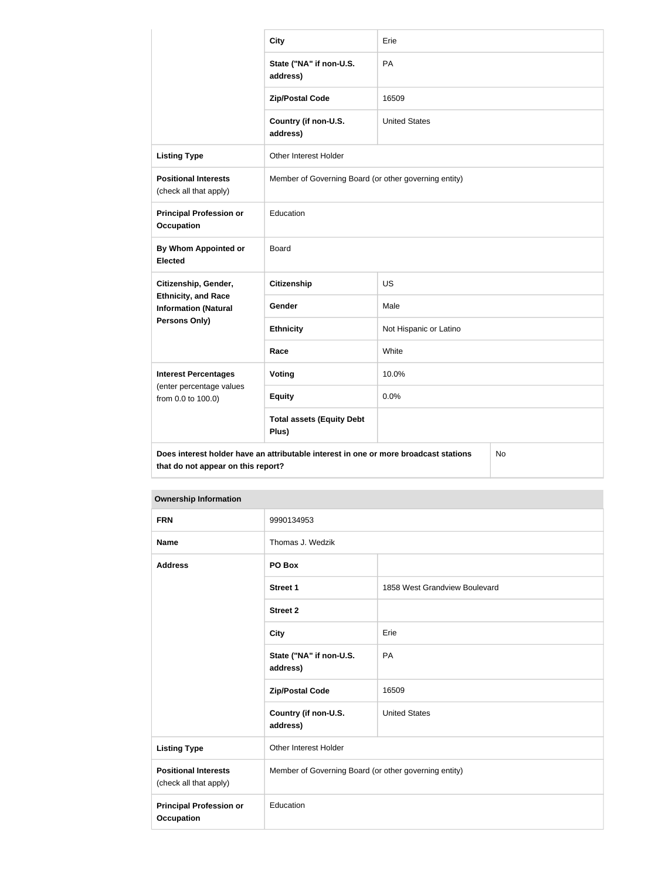| | | |
|---|---|---|
| | **City** | Erie |
| | **State ("NA" if non-U.S. address)** | PA |
| | **Zip/Postal Code** | 16509 |
| | **Country (if non-U.S. address)** | United States |
| **Listing Type** | Other Interest Holder | |
| **Positional Interests** (check all that apply) | Member of Governing Board (or other governing entity) | |
| **Principal Profession or Occupation** | Education | |
| **By Whom Appointed or Elected** | Board | |
| **Citizenship, Gender, Ethnicity, and Race Information (Natural Persons Only)** | **Citizenship** | US |
| | **Gender** | Male |
| | **Ethnicity** | Not Hispanic or Latino |
| | **Race** | White |
| **Interest Percentages** (enter percentage values from 0.0 to 100.0) | **Voting** | 10.0% |
| | **Equity** | 0.0% |
| | **Total assets (Equity Debt Plus)** | |
| **Does interest holder have an attributable interest in one or more broadcast stations that do not appear on this report?** | | No |

| **Ownership Information** | | |
|---|---|---|
| **FRN** | 9990134953 | |
| **Name** | Thomas J. Wedzik | |
| **Address** | **PO Box** | |
| | **Street 1** | 1858 West Grandview Boulevard |
| | **Street 2** | |
| | **City** | Erie |
| | **State ("NA" if non-U.S. address)** | PA |
| | **Zip/Postal Code** | 16509 |
| | **Country (if non-U.S. address)** | United States |
| **Listing Type** | Other Interest Holder | |
| **Positional Interests** (check all that apply) | Member of Governing Board (or other governing entity) | |
| **Principal Profession or Occupation** | Education | |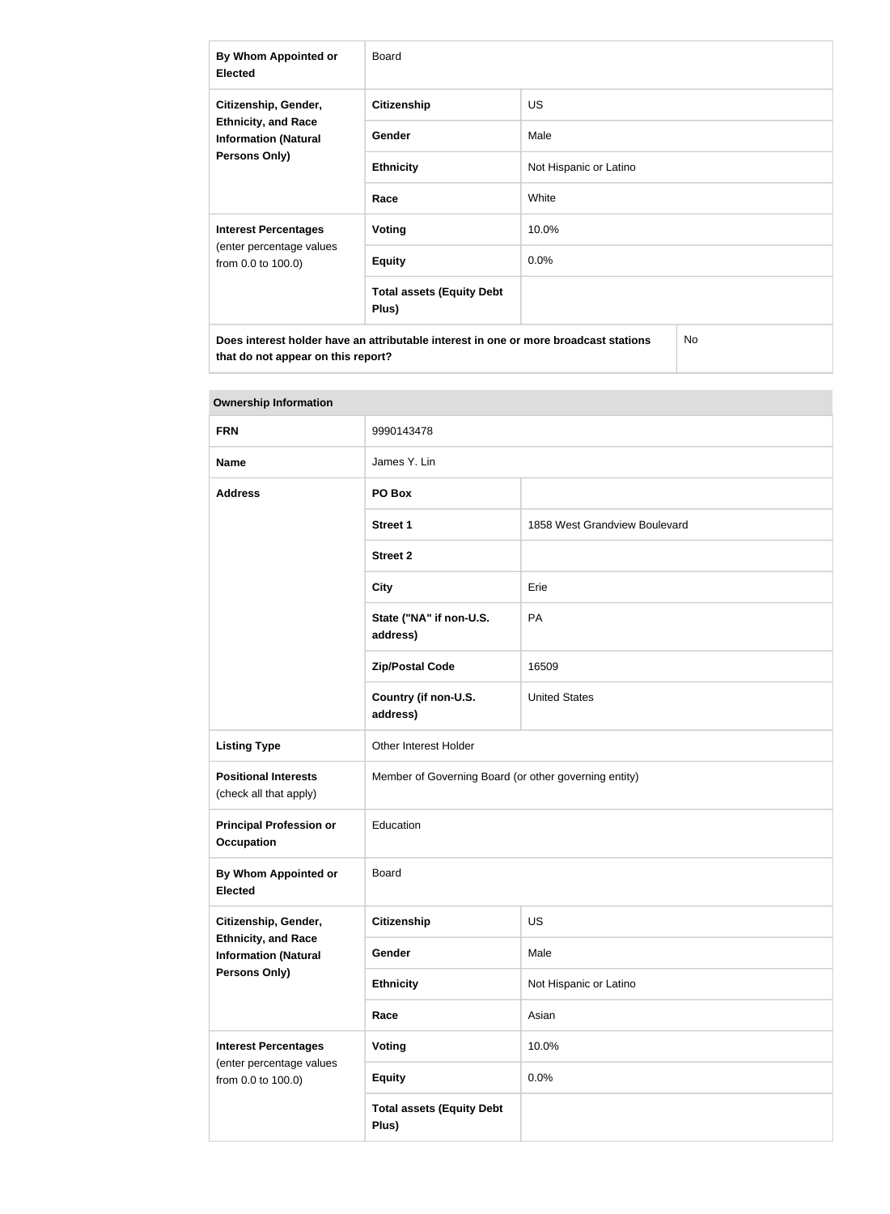| | | |
|---|---|---|
| **By Whom Appointed or Elected** | Board | |
| **Citizenship, Gender, Ethnicity, and Race Information (Natural Persons Only)** | **Citizenship** | US |
| | **Gender** | Male |
| | **Ethnicity** | Not Hispanic or Latino |
| | **Race** | White |
| **Interest Percentages** (enter percentage values from 0.0 to 100.0) | **Voting** | 10.0% |
| | **Equity** | 0.0% |
| | **Total assets (Equity Debt Plus)** | |
| **Does interest holder have an attributable interest in one or more broadcast stations that do not appear on this report?** | | No |

| **Ownership Information** | | |
|---|---|---|
| **FRN** | 9990143478 | |
| **Name** | James Y. Lin | |
| **Address** | **PO Box** | |
| | **Street 1** | 1858 West Grandview Boulevard |
| | **Street 2** | |
| | **City** | Erie |
| | **State ("NA" if non-U.S. address)** | PA |
| | **Zip/Postal Code** | 16509 |
| | **Country (if non-U.S. address)** | United States |
| **Listing Type** | Other Interest Holder | |
| **Positional Interests** (check all that apply) | Member of Governing Board (or other governing entity) | |
| **Principal Profession or Occupation** | Education | |
| **By Whom Appointed or Elected** | Board | |
| **Citizenship, Gender, Ethnicity, and Race Information (Natural Persons Only)** | **Citizenship** | US |
| | **Gender** | Male |
| | **Ethnicity** | Not Hispanic or Latino |
| | **Race** | Asian |
| **Interest Percentages** (enter percentage values from 0.0 to 100.0) | **Voting** | 10.0% |
| | **Equity** | 0.0% |
| | **Total assets (Equity Debt Plus)** | |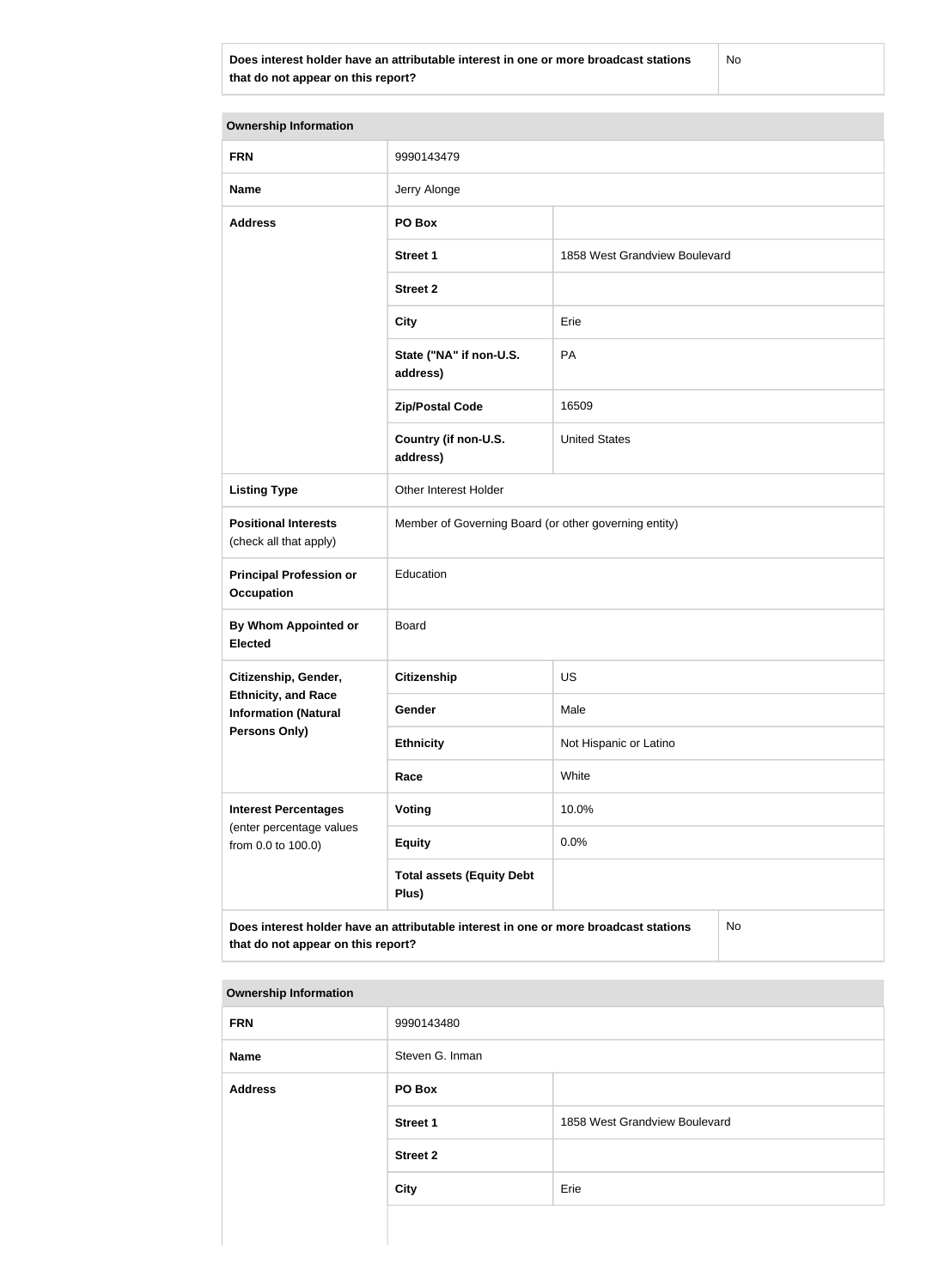| Does interest holder have an attributable interest in one or more broadcast stations that do not appear on this report? | No |
|---|---|

| Ownership Information | | |
|---|---|---|
| **FRN** | 9990143479 | |
| **Name** | Jerry Alonge | |
| **Address** | **PO Box** | |
| | **Street 1** | 1858 West Grandview Boulevard |
| | **Street 2** | |
| | **City** | Erie |
| | **State ("NA" if non-U.S. address)** | PA |
| | **Zip/Postal Code** | 16509 |
| | **Country (if non-U.S. address)** | United States |
| **Listing Type** | Other Interest Holder | |
| **Positional Interests** (check all that apply) | Member of Governing Board (or other governing entity) | |
| **Principal Profession or Occupation** | Education | |
| **By Whom Appointed or Elected** | Board | |
| **Citizenship, Gender, Ethnicity, and Race Information (Natural Persons Only)** | **Citizenship** | US |
| | **Gender** | Male |
| | **Ethnicity** | Not Hispanic or Latino |
| | **Race** | White |
| **Interest Percentages** (enter percentage values from 0.0 to 100.0) | **Voting** | 10.0% |
| | **Equity** | 0.0% |
| | **Total assets (Equity Debt Plus)** | |
| **Does interest holder have an attributable interest in one or more broadcast stations that do not appear on this report?** | | No |

| Ownership Information | | |
|---|---|---|
| **FRN** | 9990143480 | |
| **Name** | Steven G. Inman | |
| **Address** | **PO Box** | |
| | **Street 1** | 1858 West Grandview Boulevard |
| | **Street 2** | |
| | **City** | Erie |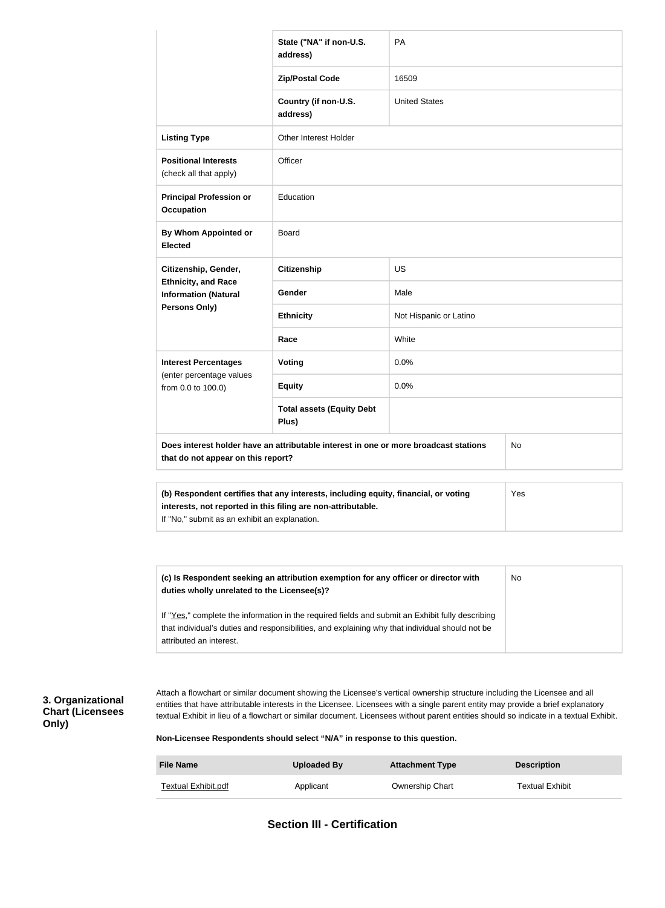| | | |
|---|---|---|
| | State ("NA" if non-U.S. address) | PA |
| | Zip/Postal Code | 16509 |
| | Country (if non-U.S. address) | United States |
| **Listing Type** | Other Interest Holder | |
| **Positional Interests** (check all that apply) | Officer | |
| **Principal Profession or Occupation** | Education | |
| **By Whom Appointed or Elected** | Board | |
| **Citizenship, Gender, Ethnicity, and Race Information (Natural Persons Only)** | **Citizenship** | US |
| | **Gender** | Male |
| | **Ethnicity** | Not Hispanic or Latino |
| | **Race** | White |
| **Interest Percentages** (enter percentage values from 0.0 to 100.0) | **Voting** | 0.0% |
| | **Equity** | 0.0% |
| | **Total assets (Equity Debt Plus)** | |
| **Does interest holder have an attributable interest in one or more broadcast stations that do not appear on this report?** | | No |

| | |
|---|---|
| **(b) Respondent certifies that any interests, including equity, financial, or voting interests, not reported in this filing are non-attributable.** If "No," submit as an exhibit an explanation. | Yes |

| | |
|---|---|
| **(c) Is Respondent seeking an attribution exemption for any officer or director with duties wholly unrelated to the Licensee(s)?** If "Yes," complete the information in the required fields and submit an Exhibit fully describing that individual's duties and responsibilities, and explaining why that individual should not be attributed an interest. | No |

**3. Organizational Chart (Licensees Only)**

Attach a flowchart or similar document showing the Licensee's vertical ownership structure including the Licensee and all entities that have attributable interests in the Licensee. Licensees with a single parent entity may provide a brief explanatory textual Exhibit in lieu of a flowchart or similar document. Licensees without parent entities should so indicate in a textual Exhibit.

**Non-Licensee Respondents should select "N/A" in response to this question.**

| File Name | Uploaded By | Attachment Type | Description |
|---|---|---|---|
| Textual Exhibit.pdf | Applicant | Ownership Chart | Textual Exhibit |

## Section III - Certification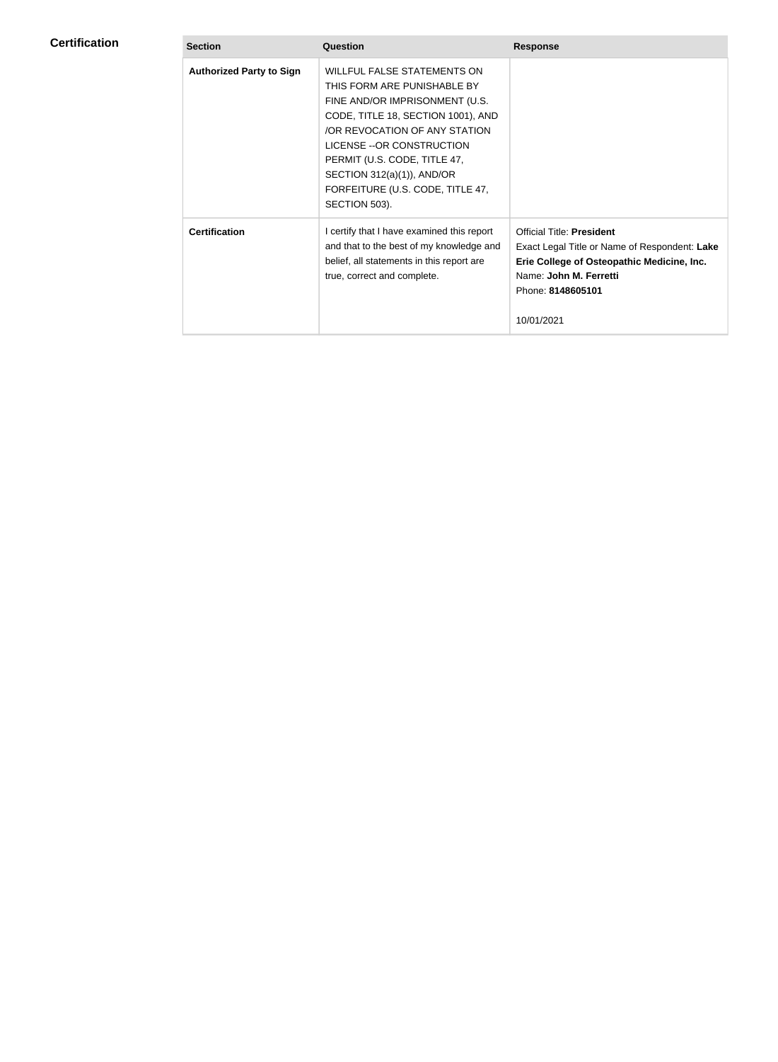## Certification

| Section | Question | Response |
|---|---|---|
| **Authorized Party to Sign** | WILLFUL FALSE STATEMENTS ON THIS FORM ARE PUNISHABLE BY FINE AND/OR IMPRISONMENT (U.S. CODE, TITLE 18, SECTION 1001), AND /OR REVOCATION OF ANY STATION LICENSE --OR CONSTRUCTION PERMIT (U.S. CODE, TITLE 47, SECTION 312(a)(1)), AND/OR FORFEITURE (U.S. CODE, TITLE 47, SECTION 503). | |
| **Certification** | I certify that I have examined this report and that to the best of my knowledge and belief, all statements in this report are true, correct and complete. | Official Title: **President**<br>Exact Legal Title or Name of Respondent: **Lake Erie College of Osteopathic Medicine, Inc.**<br>Name: **John M. Ferretti**<br>Phone: **8148605101**<br><br>10/01/2021 |